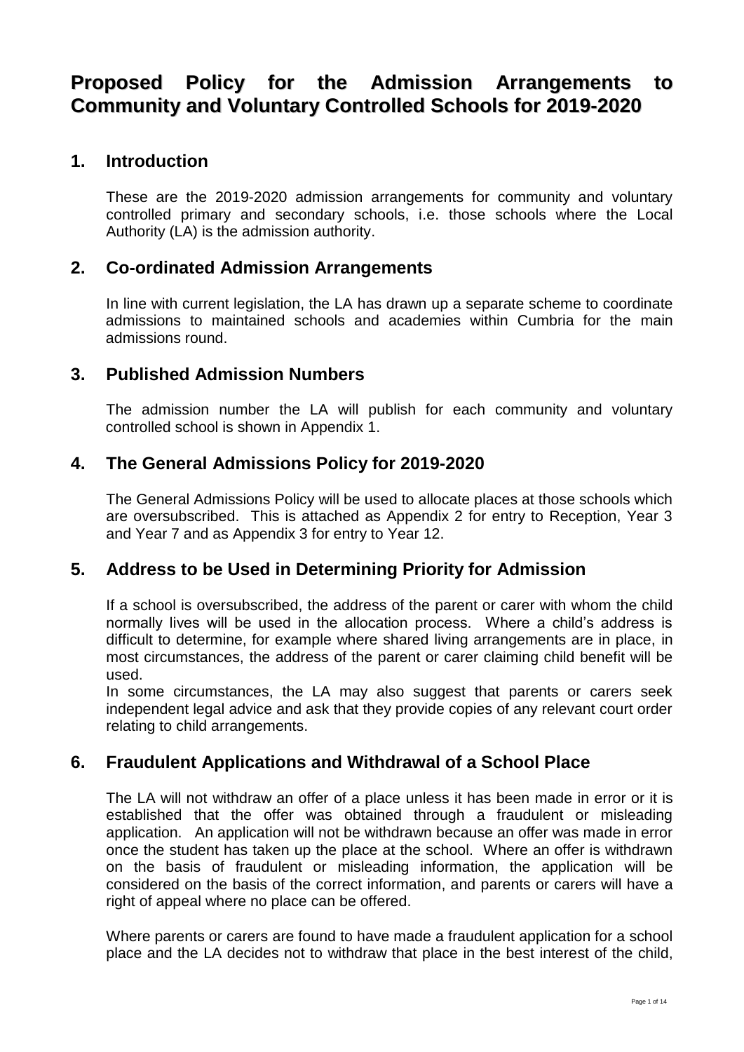# Proposed Policy for the Admission Arrangements to Community and Voluntary Controlled Schools for 2019-2020

## 1. Introduction

These are the 2019-2020 admission arrangements for community and voluntary controlled primary and secondary schools, i.e. those schools where the Local Authority (LA) is the admission authority.

## 2. Co-ordinated Admission Arrangements

In line with current legislation, the LA has drawn up a separate scheme to coordinate admissions to maintained schools and academies within Cumbria for the main admissions round.

## 3. Published Admission Numbers

The admission number the LA will publish for each community and voluntary controlled school is shown in Appendix 1.

## 4. The General Admissions Policy for 2019-2020

The General Admissions Policy will be used to allocate places at those schools which are oversubscribed. This is attached as Appendix 2 for entry to Reception, Year 3 and Year 7 and as Appendix 3 for entry to Year 12.

## 5. Address to be Used in Determining Priority for Admission

If a school is oversubscribed, the address of the parent or carer with whom the child normally lives will be used in the allocation process. Where a child's address is difficult to determine, for example where shared living arrangements are in place, in most circumstances, the address of the parent or carer claiming child benefit will be used.

In some circumstances, the LA may also suggest that parents or carers seek independent legal advice and ask that they provide copies of any relevant court order relating to child arrangements.

## 6. Fraudulent Applications and Withdrawal of a School Place

The LA will not withdraw an offer of a place unless it has been made in error or it is established that the offer was obtained through a fraudulent or misleading application. An application will not be withdrawn because an offer was made in error once the student has taken up the place at the school. Where an offer is withdrawn on the basis of fraudulent or misleading information, the application will be considered on the basis of the correct information, and parents or carers will have a right of appeal where no place can be offered.

Where parents or carers are found to have made a fraudulent application for a school place and the LA decides not to withdraw that place in the best interest of the child,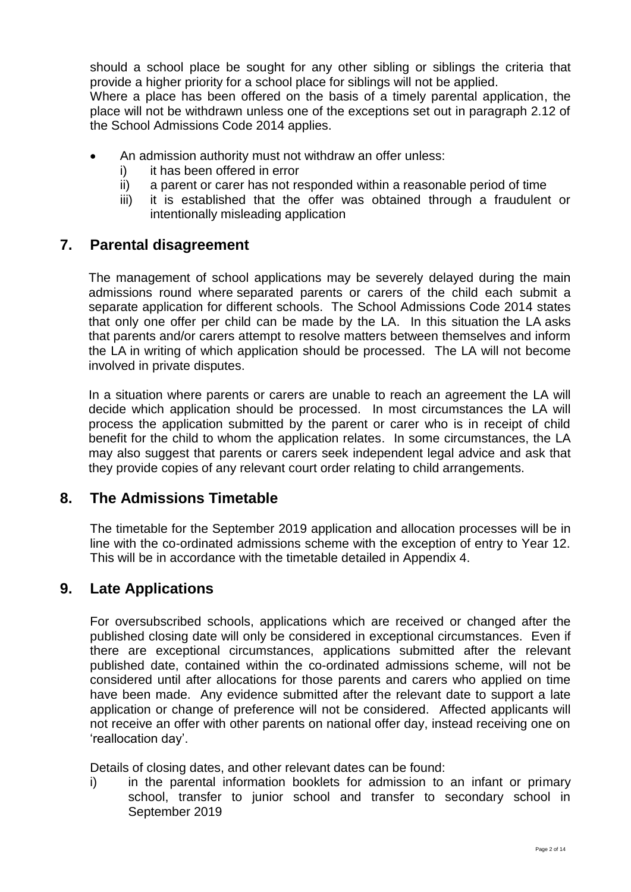should a school place be sought for any other sibling or siblings the criteria that provide a higher priority for a school place for siblings will not be applied.
Where a place has been offered on the basis of a timely parental application, the place will not be withdrawn unless one of the exceptions set out in paragraph 2.12 of the School Admissions Code 2014 applies.

- An admission authority must not withdraw an offer unless:
  - i) it has been offered in error
  - ii) a parent or carer has not responded within a reasonable period of time
  - iii) it is established that the offer was obtained through a fraudulent or intentionally misleading application

## 7. Parental disagreement

The management of school applications may be severely delayed during the main admissions round where separated parents or carers of the child each submit a separate application for different schools. The School Admissions Code 2014 states that only one offer per child can be made by the LA. In this situation the LA asks that parents and/or carers attempt to resolve matters between themselves and inform the LA in writing of which application should be processed. The LA will not become involved in private disputes.

In a situation where parents or carers are unable to reach an agreement the LA will decide which application should be processed. In most circumstances the LA will process the application submitted by the parent or carer who is in receipt of child benefit for the child to whom the application relates. In some circumstances, the LA may also suggest that parents or carers seek independent legal advice and ask that they provide copies of any relevant court order relating to child arrangements.

## 8. The Admissions Timetable

The timetable for the September 2019 application and allocation processes will be in line with the co-ordinated admissions scheme with the exception of entry to Year 12. This will be in accordance with the timetable detailed in Appendix 4.

## 9. Late Applications

For oversubscribed schools, applications which are received or changed after the published closing date will only be considered in exceptional circumstances. Even if there are exceptional circumstances, applications submitted after the relevant published date, contained within the co-ordinated admissions scheme, will not be considered until after allocations for those parents and carers who applied on time have been made. Any evidence submitted after the relevant date to support a late application or change of preference will not be considered. Affected applicants will not receive an offer with other parents on national offer day, instead receiving one on 'reallocation day'.

Details of closing dates, and other relevant dates can be found:

i) in the parental information booklets for admission to an infant or primary school, transfer to junior school and transfer to secondary school in September 2019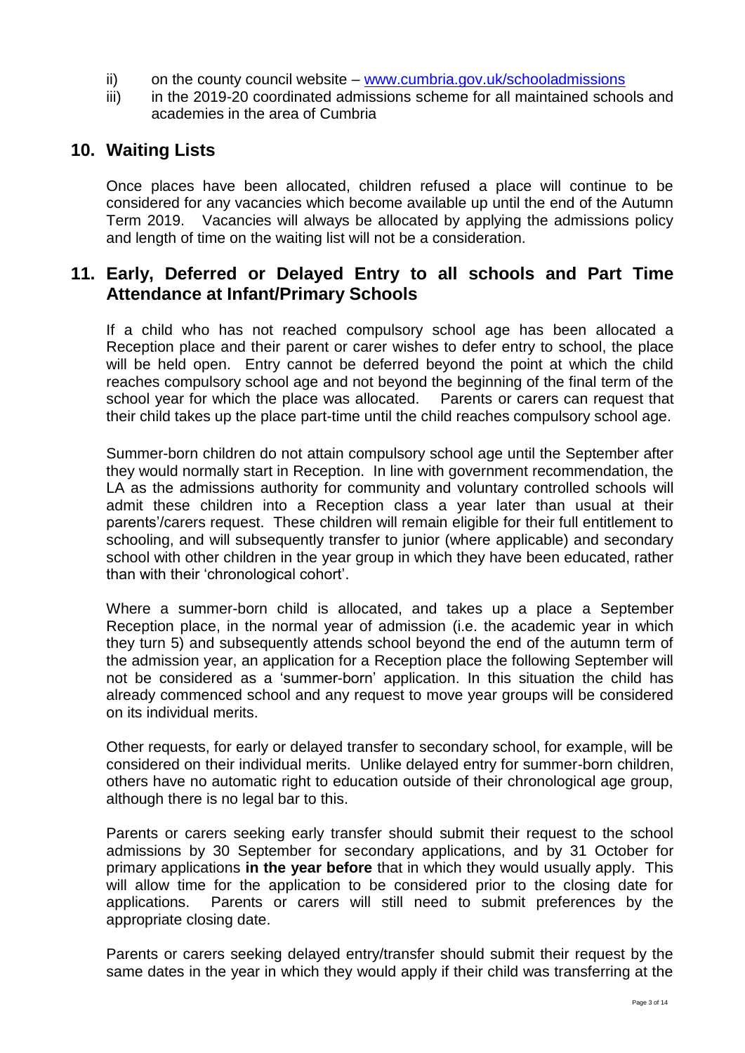ii) on the county council website – [www.cumbria.gov.uk/schooladmissions](http://www.cumbria.gov.uk/schooladmissions)

iii) in the 2019-20 coordinated admissions scheme for all maintained schools and academies in the area of Cumbria

## 10. Waiting Lists

Once places have been allocated, children refused a place will continue to be considered for any vacancies which become available up until the end of the Autumn Term 2019. Vacancies will always be allocated by applying the admissions policy and length of time on the waiting list will not be a consideration.

## 11. Early, Deferred or Delayed Entry to all schools and Part Time Attendance at Infant/Primary Schools

If a child who has not reached compulsory school age has been allocated a Reception place and their parent or carer wishes to defer entry to school, the place will be held open. Entry cannot be deferred beyond the point at which the child reaches compulsory school age and not beyond the beginning of the final term of the school year for which the place was allocated. Parents or carers can request that their child takes up the place part-time until the child reaches compulsory school age.

Summer-born children do not attain compulsory school age until the September after they would normally start in Reception. In line with government recommendation, the LA as the admissions authority for community and voluntary controlled schools will admit these children into a Reception class a year later than usual at their parents'/carers request. These children will remain eligible for their full entitlement to schooling, and will subsequently transfer to junior (where applicable) and secondary school with other children in the year group in which they have been educated, rather than with their 'chronological cohort'.

Where a summer-born child is allocated, and takes up a place a September Reception place, in the normal year of admission (i.e. the academic year in which they turn 5) and subsequently attends school beyond the end of the autumn term of the admission year, an application for a Reception place the following September will not be considered as a 'summer-born' application. In this situation the child has already commenced school and any request to move year groups will be considered on its individual merits.

Other requests, for early or delayed transfer to secondary school, for example, will be considered on their individual merits. Unlike delayed entry for summer-born children, others have no automatic right to education outside of their chronological age group, although there is no legal bar to this.

Parents or carers seeking early transfer should submit their request to the school admissions by 30 September for secondary applications, and by 31 October for primary applications **in the year before** that in which they would usually apply. This will allow time for the application to be considered prior to the closing date for applications. Parents or carers will still need to submit preferences by the appropriate closing date.

Parents or carers seeking delayed entry/transfer should submit their request by the same dates in the year in which they would apply if their child was transferring at the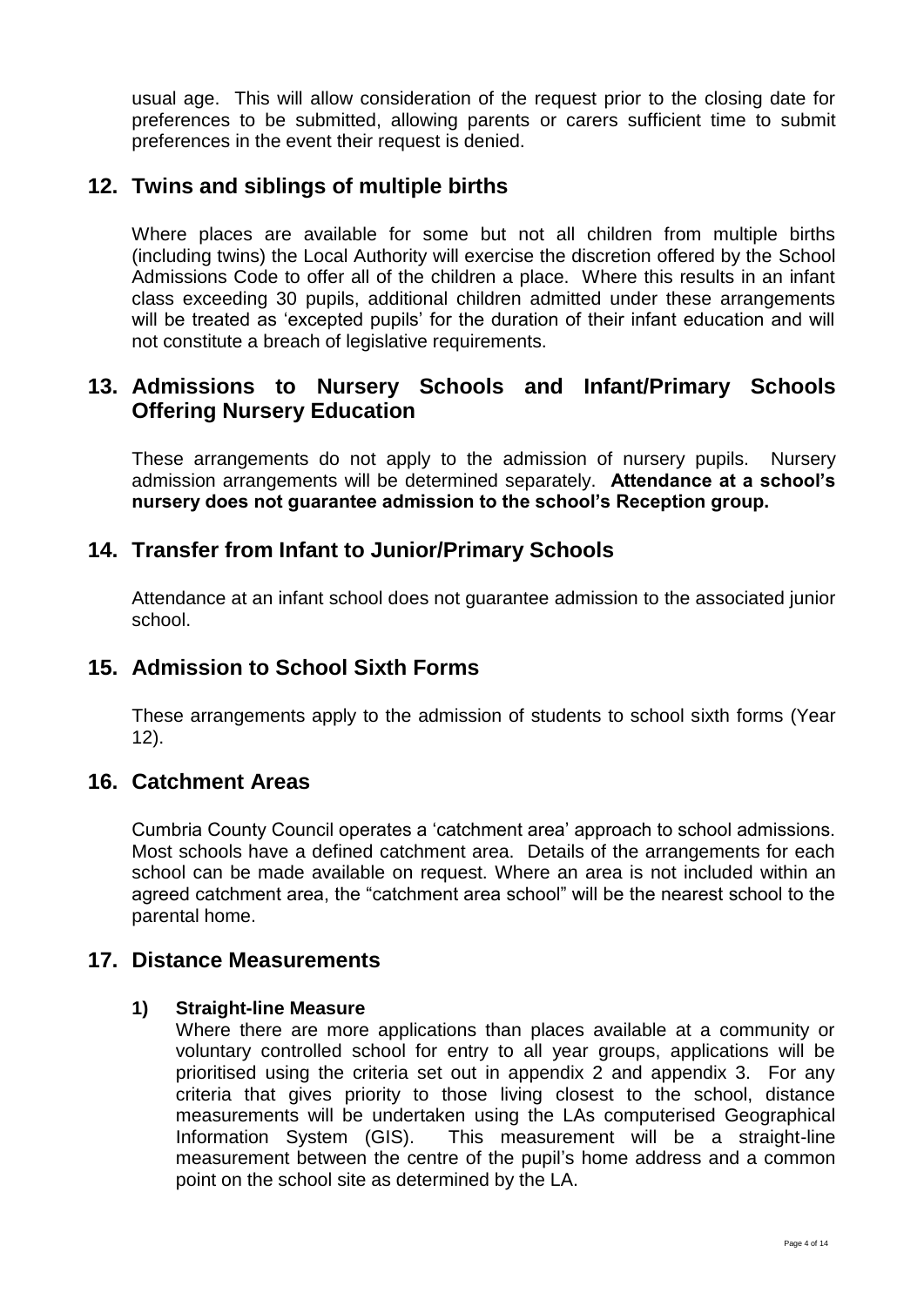usual age. This will allow consideration of the request prior to the closing date for preferences to be submitted, allowing parents or carers sufficient time to submit preferences in the event their request is denied.

## 12. Twins and siblings of multiple births

Where places are available for some but not all children from multiple births (including twins) the Local Authority will exercise the discretion offered by the School Admissions Code to offer all of the children a place. Where this results in an infant class exceeding 30 pupils, additional children admitted under these arrangements will be treated as 'excepted pupils' for the duration of their infant education and will not constitute a breach of legislative requirements.

## 13. Admissions to Nursery Schools and Infant/Primary Schools Offering Nursery Education

These arrangements do not apply to the admission of nursery pupils. Nursery admission arrangements will be determined separately. **Attendance at a school's nursery does not guarantee admission to the school's Reception group.**

## 14. Transfer from Infant to Junior/Primary Schools

Attendance at an infant school does not guarantee admission to the associated junior school.

## 15. Admission to School Sixth Forms

These arrangements apply to the admission of students to school sixth forms (Year 12).

## 16. Catchment Areas

Cumbria County Council operates a 'catchment area' approach to school admissions. Most schools have a defined catchment area. Details of the arrangements for each school can be made available on request. Where an area is not included within an agreed catchment area, the "catchment area school" will be the nearest school to the parental home.

## 17. Distance Measurements

### 1) Straight-line Measure

Where there are more applications than places available at a community or voluntary controlled school for entry to all year groups, applications will be prioritised using the criteria set out in appendix 2 and appendix 3. For any criteria that gives priority to those living closest to the school, distance measurements will be undertaken using the LAs computerised Geographical Information System (GIS). This measurement will be a straight-line measurement between the centre of the pupil's home address and a common point on the school site as determined by the LA.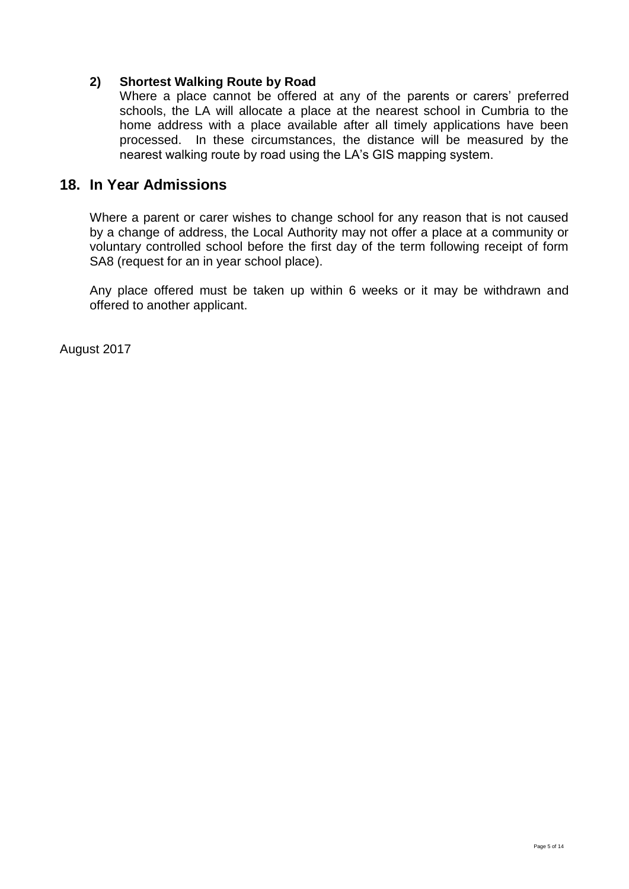### 2) Shortest Walking Route by Road

Where a place cannot be offered at any of the parents or carers' preferred schools, the LA will allocate a place at the nearest school in Cumbria to the home address with a place available after all timely applications have been processed. In these circumstances, the distance will be measured by the nearest walking route by road using the LA's GIS mapping system.

## 18. In Year Admissions

Where a parent or carer wishes to change school for any reason that is not caused by a change of address, the Local Authority may not offer a place at a community or voluntary controlled school before the first day of the term following receipt of form SA8 (request for an in year school place).

Any place offered must be taken up within 6 weeks or it may be withdrawn and offered to another applicant.

August 2017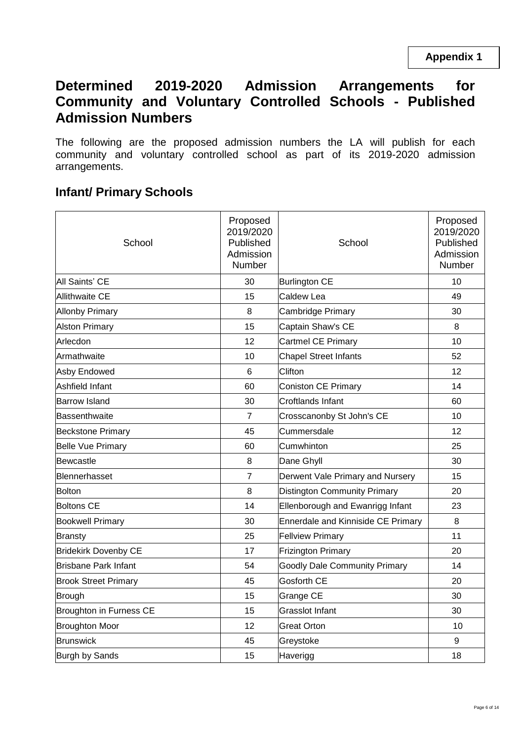**Appendix 1**

# Determined 2019-2020 Admission Arrangements for Community and Voluntary Controlled Schools - Published Admission Numbers

The following are the proposed admission numbers the LA will publish for each community and voluntary controlled school as part of its 2019-2020 admission arrangements.

## Infant/ Primary Schools

| School | Proposed 2019/2020 Published Admission Number | School | Proposed 2019/2020 Published Admission Number |
|---|---|---|---|
| All Saints' CE | 30 | Burlington CE | 10 |
| Allithwaite CE | 15 | Caldew Lea | 49 |
| Allonby Primary | 8 | Cambridge Primary | 30 |
| Alston Primary | 15 | Captain Shaw's CE | 8 |
| Arlecdon | 12 | Cartmel CE Primary | 10 |
| Armathwaite | 10 | Chapel Street Infants | 52 |
| Asby Endowed | 6 | Clifton | 12 |
| Ashfield Infant | 60 | Coniston CE Primary | 14 |
| Barrow Island | 30 | Croftlands Infant | 60 |
| Bassenthwaite | 7 | Crosscanonby St John's CE | 10 |
| Beckstone Primary | 45 | Cummersdale | 12 |
| Belle Vue Primary | 60 | Cumwhinton | 25 |
| Bewcastle | 8 | Dane Ghyll | 30 |
| Blennerhasset | 7 | Derwent Vale Primary and Nursery | 15 |
| Bolton | 8 | Distington Community Primary | 20 |
| Boltons CE | 14 | Ellenborough and Ewanrigg Infant | 23 |
| Bookwell Primary | 30 | Ennerdale and Kinniside CE Primary | 8 |
| Bransty | 25 | Fellview Primary | 11 |
| Bridekirk Dovenby CE | 17 | Frizington Primary | 20 |
| Brisbane Park Infant | 54 | Goodly Dale Community Primary | 14 |
| Brook Street Primary | 45 | Gosforth CE | 20 |
| Brough | 15 | Grange CE | 30 |
| Broughton in Furness CE | 15 | Grasslot Infant | 30 |
| Broughton Moor | 12 | Great Orton | 10 |
| Brunswick | 45 | Greystoke | 9 |
| Burgh by Sands | 15 | Haverigg | 18 |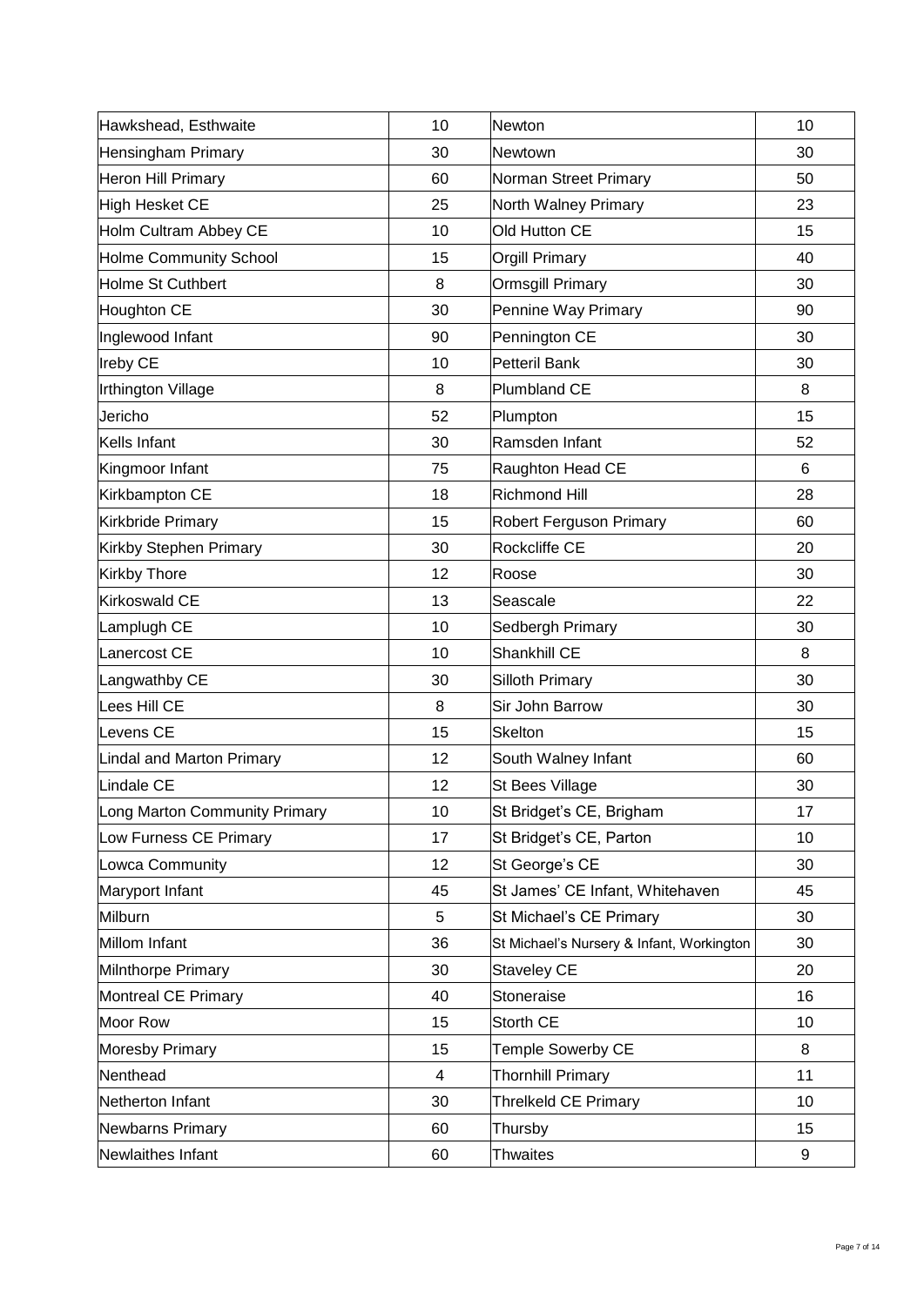| Hawkshead, Esthwaite | 10 | Newton | 10 |
|---|---|---|---|
| Hensingham Primary | 30 | Newtown | 30 |
| Heron Hill Primary | 60 | Norman Street Primary | 50 |
| High Hesket CE | 25 | North Walney Primary | 23 |
| Holm Cultram Abbey CE | 10 | Old Hutton CE | 15 |
| Holme Community School | 15 | Orgill Primary | 40 |
| Holme St Cuthbert | 8 | Ormsgill Primary | 30 |
| Houghton CE | 30 | Pennine Way Primary | 90 |
| Inglewood Infant | 90 | Pennington CE | 30 |
| Ireby CE | 10 | Petteril Bank | 30 |
| Irthington Village | 8 | Plumbland CE | 8 |
| Jericho | 52 | Plumpton | 15 |
| Kells Infant | 30 | Ramsden Infant | 52 |
| Kingmoor Infant | 75 | Raughton Head CE | 6 |
| Kirkbampton CE | 18 | Richmond Hill | 28 |
| Kirkbride Primary | 15 | Robert Ferguson Primary | 60 |
| Kirkby Stephen Primary | 30 | Rockcliffe CE | 20 |
| Kirkby Thore | 12 | Roose | 30 |
| Kirkoswald CE | 13 | Seascale | 22 |
| Lamplugh CE | 10 | Sedbergh Primary | 30 |
| Lanercost CE | 10 | Shankhill CE | 8 |
| Langwathby CE | 30 | Silloth Primary | 30 |
| Lees Hill CE | 8 | Sir John Barrow | 30 |
| Levens CE | 15 | Skelton | 15 |
| Lindal and Marton Primary | 12 | South Walney Infant | 60 |
| Lindale CE | 12 | St Bees Village | 30 |
| Long Marton Community Primary | 10 | St Bridget's CE, Brigham | 17 |
| Low Furness CE Primary | 17 | St Bridget's CE, Parton | 10 |
| Lowca Community | 12 | St George's CE | 30 |
| Maryport Infant | 45 | St James' CE Infant, Whitehaven | 45 |
| Milburn | 5 | St Michael's CE Primary | 30 |
| Millom Infant | 36 | St Michael's Nursery & Infant, Workington | 30 |
| Milnthorpe Primary | 30 | Staveley CE | 20 |
| Montreal CE Primary | 40 | Stoneraise | 16 |
| Moor Row | 15 | Storth CE | 10 |
| Moresby Primary | 15 | Temple Sowerby CE | 8 |
| Nenthead | 4 | Thornhill Primary | 11 |
| Netherton Infant | 30 | Threlkeld CE Primary | 10 |
| Newbarns Primary | 60 | Thursby | 15 |
| Newlaithes Infant | 60 | Thwaites | 9 |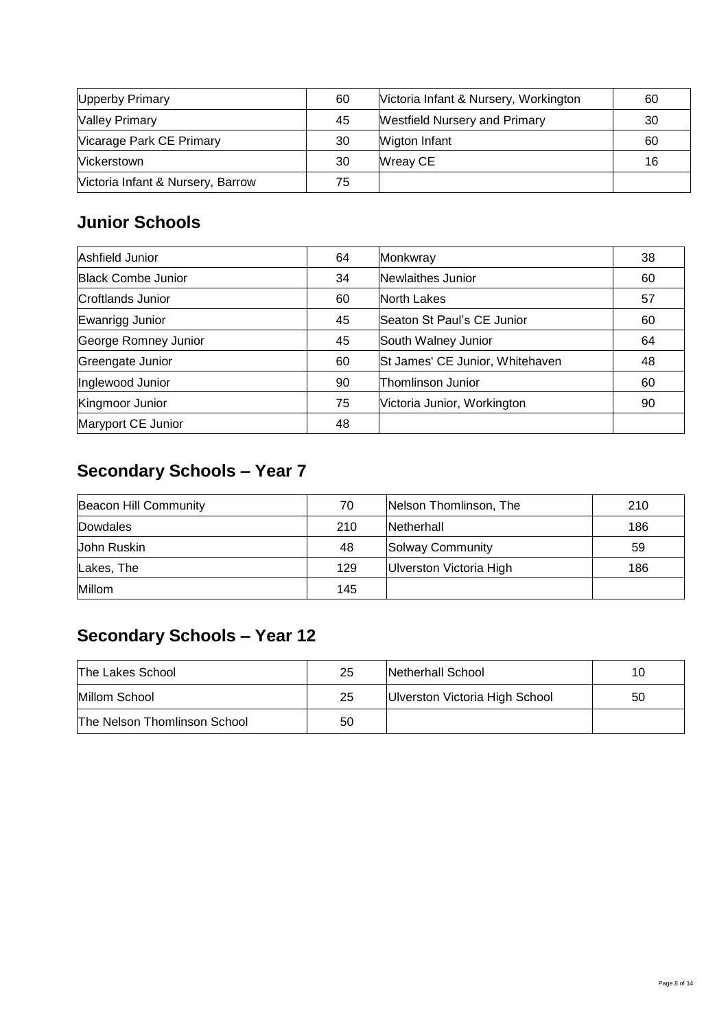| | | | |
|---|---|---|---|
| Upperby Primary | 60 | Victoria Infant & Nursery, Workington | 60 |
| Valley Primary | 45 | Westfield Nursery and Primary | 30 |
| Vicarage Park CE Primary | 30 | Wigton Infant | 60 |
| Vickerstown | 30 | Wreay CE | 16 |
| Victoria Infant & Nursery, Barrow | 75 | | |

## Junior Schools

| | | | |
|---|---|---|---|
| Ashfield Junior | 64 | Monkwray | 38 |
| Black Combe Junior | 34 | Newlaithes Junior | 60 |
| Croftlands Junior | 60 | North Lakes | 57 |
| Ewanrigg Junior | 45 | Seaton St Paul's CE Junior | 60 |
| George Romney Junior | 45 | South Walney Junior | 64 |
| Greengate Junior | 60 | St James' CE Junior, Whitehaven | 48 |
| Inglewood Junior | 90 | Thomlinson Junior | 60 |
| Kingmoor Junior | 75 | Victoria Junior, Workington | 90 |
| Maryport CE Junior | 48 | | |

## Secondary Schools – Year 7

| | | | |
|---|---|---|---|
| Beacon Hill Community | 70 | Nelson Thomlinson, The | 210 |
| Dowdales | 210 | Netherhall | 186 |
| John Ruskin | 48 | Solway Community | 59 |
| Lakes, The | 129 | Ulverston Victoria High | 186 |
| Millom | 145 | | |

## Secondary Schools – Year 12

| | | | |
|---|---|---|---|
| The Lakes School | 25 | Netherhall School | 10 |
| Millom School | 25 | Ulverston Victoria High School | 50 |
| The Nelson Thomlinson School | 50 | | |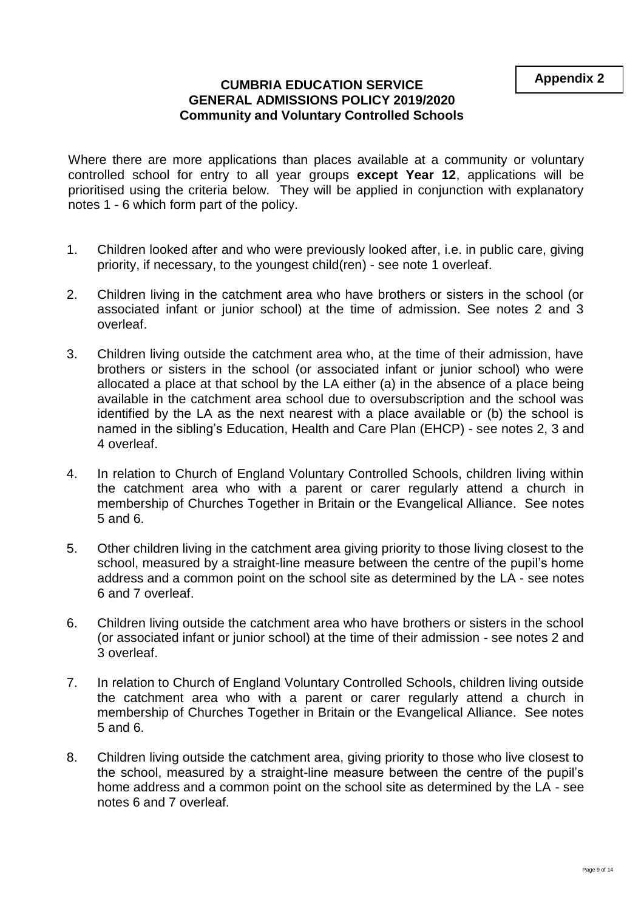**Appendix 2**

# CUMBRIA EDUCATION SERVICE
## GENERAL ADMISSIONS POLICY 2019/2020
### Community and Voluntary Controlled Schools

Where there are more applications than places available at a community or voluntary controlled school for entry to all year groups **except Year 12**, applications will be prioritised using the criteria below. They will be applied in conjunction with explanatory notes 1 - 6 which form part of the policy.

1. Children looked after and who were previously looked after, i.e. in public care, giving priority, if necessary, to the youngest child(ren) - see note 1 overleaf.

2. Children living in the catchment area who have brothers or sisters in the school (or associated infant or junior school) at the time of admission. See notes 2 and 3 overleaf.

3. Children living outside the catchment area who, at the time of their admission, have brothers or sisters in the school (or associated infant or junior school) who were allocated a place at that school by the LA either (a) in the absence of a place being available in the catchment area school due to oversubscription and the school was identified by the LA as the next nearest with a place available or (b) the school is named in the sibling's Education, Health and Care Plan (EHCP) - see notes 2, 3 and 4 overleaf.

4. In relation to Church of England Voluntary Controlled Schools, children living within the catchment area who with a parent or carer regularly attend a church in membership of Churches Together in Britain or the Evangelical Alliance. See notes 5 and 6.

5. Other children living in the catchment area giving priority to those living closest to the school, measured by a straight-line measure between the centre of the pupil's home address and a common point on the school site as determined by the LA - see notes 6 and 7 overleaf.

6. Children living outside the catchment area who have brothers or sisters in the school (or associated infant or junior school) at the time of their admission - see notes 2 and 3 overleaf.

7. In relation to Church of England Voluntary Controlled Schools, children living outside the catchment area who with a parent or carer regularly attend a church in membership of Churches Together in Britain or the Evangelical Alliance. See notes 5 and 6.

8. Children living outside the catchment area, giving priority to those who live closest to the school, measured by a straight-line measure between the centre of the pupil's home address and a common point on the school site as determined by the LA - see notes 6 and 7 overleaf.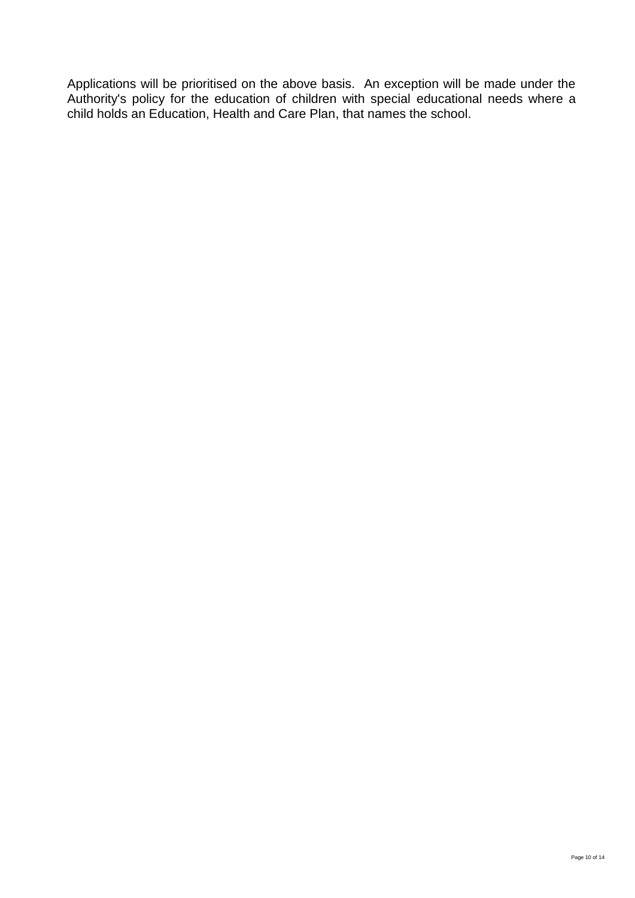Applications will be prioritised on the above basis.  An exception will be made under the Authority's policy for the education of children with special educational needs where a child holds an Education, Health and Care Plan, that names the school.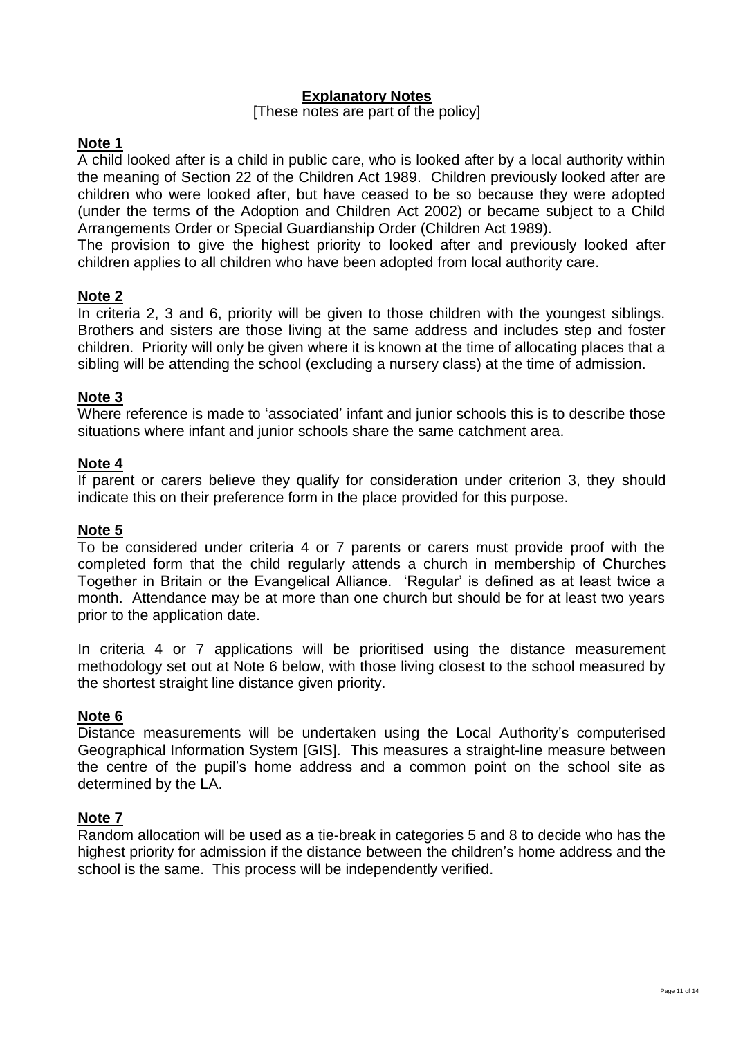## Explanatory Notes

[These notes are part of the policy]

### Note 1

A child looked after is a child in public care, who is looked after by a local authority within the meaning of Section 22 of the Children Act 1989. Children previously looked after are children who were looked after, but have ceased to be so because they were adopted (under the terms of the Adoption and Children Act 2002) or became subject to a Child Arrangements Order or Special Guardianship Order (Children Act 1989).
The provision to give the highest priority to looked after and previously looked after children applies to all children who have been adopted from local authority care.

### Note 2

In criteria 2, 3 and 6, priority will be given to those children with the youngest siblings. Brothers and sisters are those living at the same address and includes step and foster children. Priority will only be given where it is known at the time of allocating places that a sibling will be attending the school (excluding a nursery class) at the time of admission.

### Note 3

Where reference is made to 'associated' infant and junior schools this is to describe those situations where infant and junior schools share the same catchment area.

### Note 4

If parent or carers believe they qualify for consideration under criterion 3, they should indicate this on their preference form in the place provided for this purpose.

### Note 5

To be considered under criteria 4 or 7 parents or carers must provide proof with the completed form that the child regularly attends a church in membership of Churches Together in Britain or the Evangelical Alliance. 'Regular' is defined as at least twice a month. Attendance may be at more than one church but should be for at least two years prior to the application date.

In criteria 4 or 7 applications will be prioritised using the distance measurement methodology set out at Note 6 below, with those living closest to the school measured by the shortest straight line distance given priority.

### Note 6

Distance measurements will be undertaken using the Local Authority's computerised Geographical Information System [GIS]. This measures a straight-line measure between the centre of the pupil's home address and a common point on the school site as determined by the LA.

### Note 7

Random allocation will be used as a tie-break in categories 5 and 8 to decide who has the highest priority for admission if the distance between the children's home address and the school is the same. This process will be independently verified.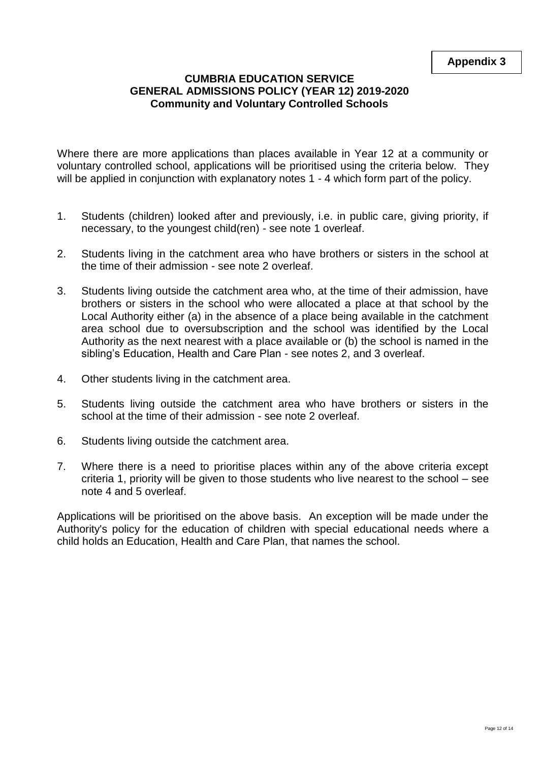**Appendix 3**

# CUMBRIA EDUCATION SERVICE
## GENERAL ADMISSIONS POLICY (YEAR 12) 2019-2020
### Community and Voluntary Controlled Schools

Where there are more applications than places available in Year 12 at a community or voluntary controlled school, applications will be prioritised using the criteria below. They will be applied in conjunction with explanatory notes 1 - 4 which form part of the policy.

1. Students (children) looked after and previously, i.e. in public care, giving priority, if necessary, to the youngest child(ren) - see note 1 overleaf.

2. Students living in the catchment area who have brothers or sisters in the school at the time of their admission - see note 2 overleaf.

3. Students living outside the catchment area who, at the time of their admission, have brothers or sisters in the school who were allocated a place at that school by the Local Authority either (a) in the absence of a place being available in the catchment area school due to oversubscription and the school was identified by the Local Authority as the next nearest with a place available or (b) the school is named in the sibling's Education, Health and Care Plan - see notes 2, and 3 overleaf.

4. Other students living in the catchment area.

5. Students living outside the catchment area who have brothers or sisters in the school at the time of their admission - see note 2 overleaf.

6. Students living outside the catchment area.

7. Where there is a need to prioritise places within any of the above criteria except criteria 1, priority will be given to those students who live nearest to the school – see note 4 and 5 overleaf.

Applications will be prioritised on the above basis. An exception will be made under the Authority's policy for the education of children with special educational needs where a child holds an Education, Health and Care Plan, that names the school.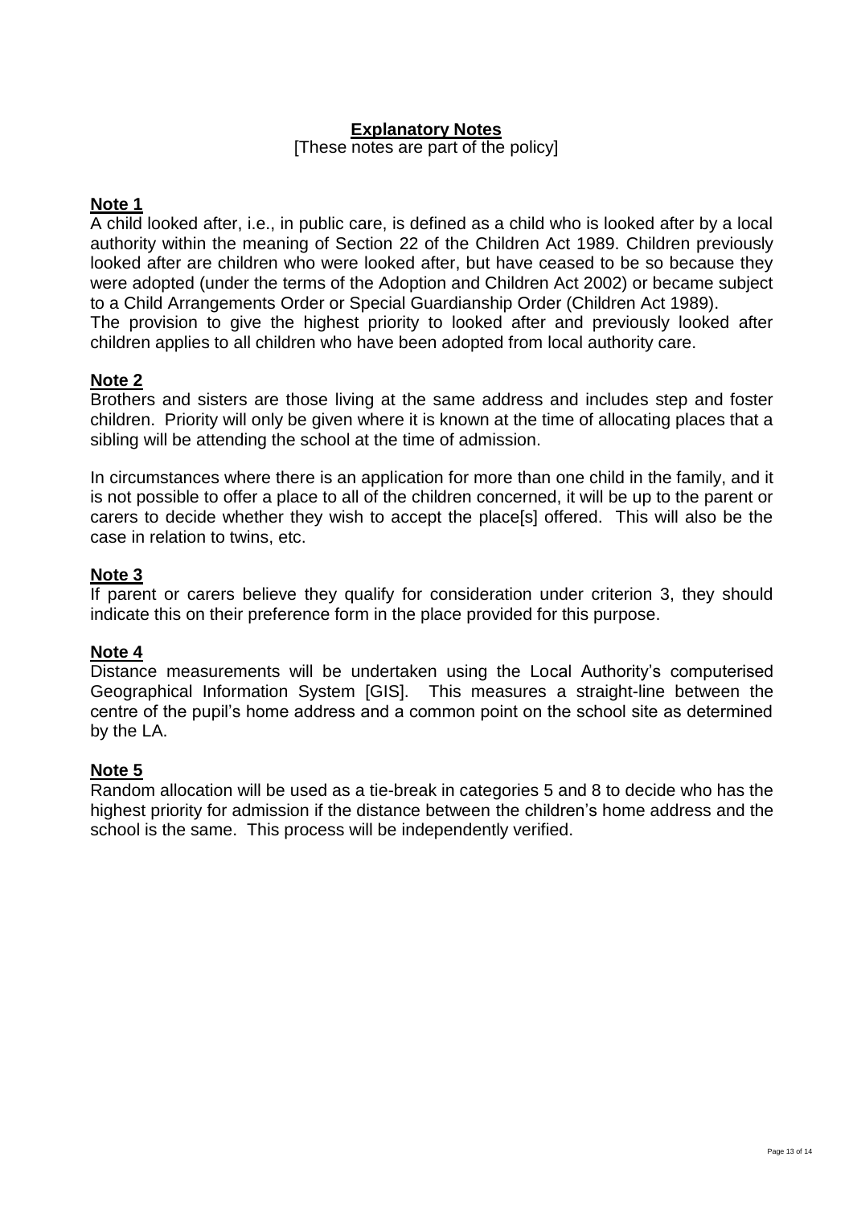## Explanatory Notes

[These notes are part of the policy]

### Note 1

A child looked after, i.e., in public care, is defined as a child who is looked after by a local authority within the meaning of Section 22 of the Children Act 1989. Children previously looked after are children who were looked after, but have ceased to be so because they were adopted (under the terms of the Adoption and Children Act 2002) or became subject to a Child Arrangements Order or Special Guardianship Order (Children Act 1989).

The provision to give the highest priority to looked after and previously looked after children applies to all children who have been adopted from local authority care.

### Note 2

Brothers and sisters are those living at the same address and includes step and foster children. Priority will only be given where it is known at the time of allocating places that a sibling will be attending the school at the time of admission.

In circumstances where there is an application for more than one child in the family, and it is not possible to offer a place to all of the children concerned, it will be up to the parent or carers to decide whether they wish to accept the place[s] offered. This will also be the case in relation to twins, etc.

### Note 3

If parent or carers believe they qualify for consideration under criterion 3, they should indicate this on their preference form in the place provided for this purpose.

### Note 4

Distance measurements will be undertaken using the Local Authority's computerised Geographical Information System [GIS]. This measures a straight-line between the centre of the pupil's home address and a common point on the school site as determined by the LA.

### Note 5

Random allocation will be used as a tie-break in categories 5 and 8 to decide who has the highest priority for admission if the distance between the children's home address and the school is the same. This process will be independently verified.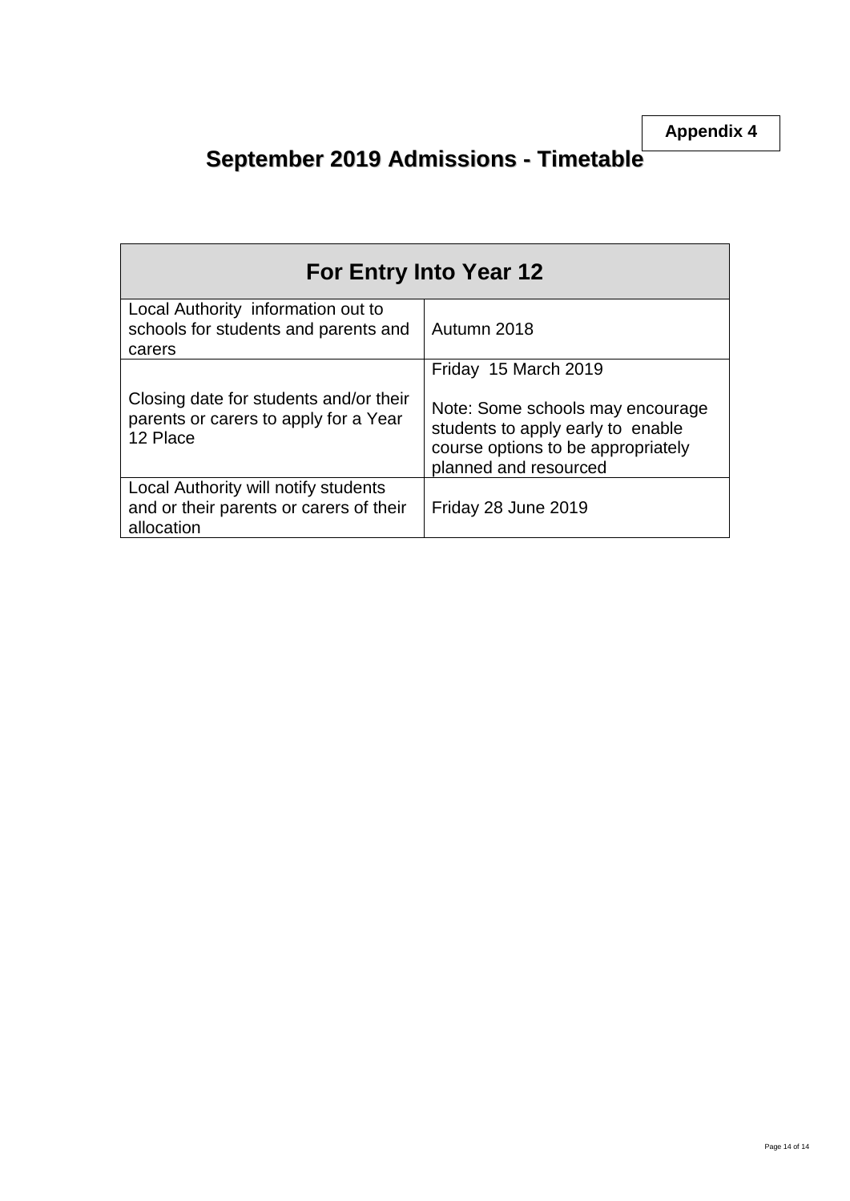**Appendix 4**

# September 2019 Admissions - Timetable

| For Entry Into Year 12 | |
|---|---|
| Local Authority information out to schools for students and parents and carers | Autumn 2018 |
| Closing date for students and/or their parents or carers to apply for a Year 12 Place | Friday 15 March 2019<br><br>Note: Some schools may encourage students to apply early to enable course options to be appropriately planned and resourced |
| Local Authority will notify students and or their parents or carers of their allocation | Friday 28 June 2019 |